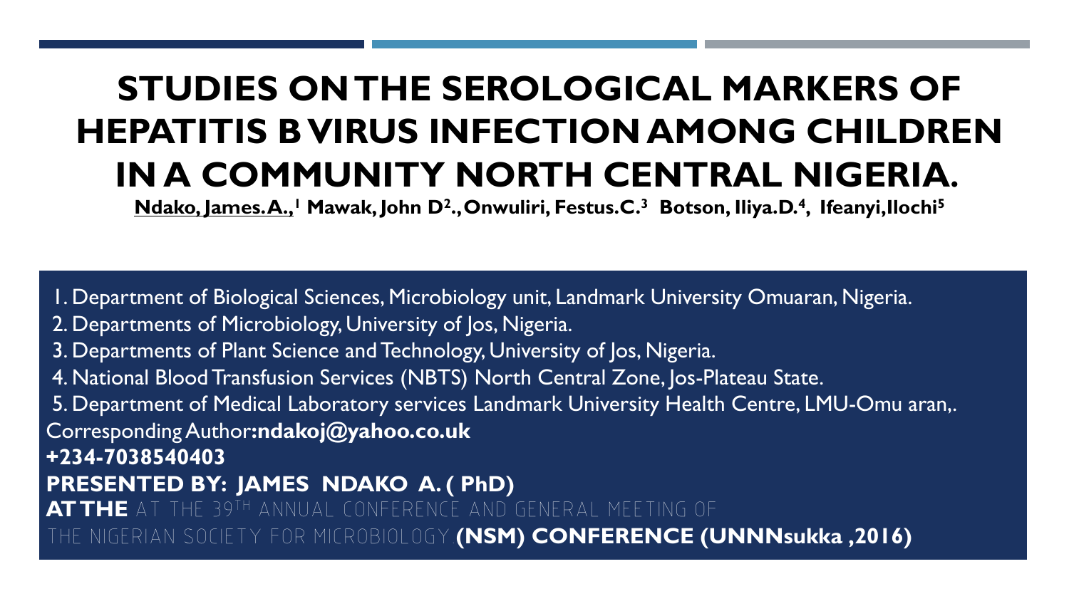# STUDIES ON THE SEROLOGICAL MARKERS OF HEPATITIS B VIRUS INFECTION AMONG CHILDREN IN A COMMUNITY NORTH CENTRAL NIGERIA.

**Ndako, James. A.,[1] Mawak, John D[2]., Onwuliri, Festus. C.[3] Botson, Iliya. D.[4], Ifeanyi, Ilochi[5]**

1. Department of Biological Sciences, Microbiology unit, Landmark University Omuaran, Nigeria.
2. Departments of Microbiology, University of Jos, Nigeria.
3. Departments of Plant Science and Technology, University of Jos, Nigeria.
4. National Blood Transfusion Services (NBTS) North Central Zone, Jos-Plateau State.
5. Department of Medical Laboratory services Landmark University Health Centre, LMU-Omu aran,.

Corresponding Author**:ndakoj@yahoo.co.uk**

**+234-7038540403**

**PRESENTED BY: JAMES NDAKO A. ( PhD)**

**AT THE** AT THE 39TH ANNUAL CONFERENCE AND GENERAL MEETING OF THE NIGERIAN SOCIETY FOR MICROBIOLOGY **(NSM) CONFERENCE (UNNNsukka ,2016)**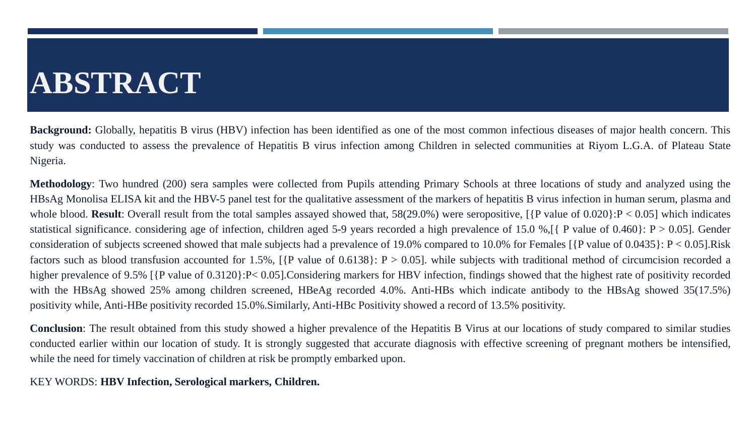# ABSTRACT

**Background:** Globally, hepatitis B virus (HBV) infection has been identified as one of the most common infectious diseases of major health concern. This study was conducted to assess the prevalence of Hepatitis B virus infection among Children in selected communities at Riyom L.G.A. of Plateau State Nigeria.

**Methodology**: Two hundred (200) sera samples were collected from Pupils attending Primary Schools at three locations of study and analyzed using the HBsAg Monolisa ELISA kit and the HBV-5 panel test for the qualitative assessment of the markers of hepatitis B virus infection in human serum, plasma and whole blood. **Result**: Overall result from the total samples assayed showed that, 58(29.0%) were seropositive, [{P value of 0.020}:$P < 0.05$] which indicates statistical significance. considering age of infection, children aged 5-9 years recorded a high prevalence of 15.0 %,[{ P value of 0.460}: $P > 0.05$]. Gender consideration of subjects screened showed that male subjects had a prevalence of 19.0% compared to 10.0% for Females [{P value of 0.0435}: $P < 0.05$].Risk factors such as blood transfusion accounted for 1.5%, [{P value of 0.6138}: $P > 0.05$]. while subjects with traditional method of circumcision recorded a higher prevalence of 9.5% [{P value of 0.3120}:$P< 0.05$].Considering markers for HBV infection, findings showed that the highest rate of positivity recorded with the HBsAg showed 25% among children screened, HBeAg recorded 4.0%. Anti-HBs which indicate antibody to the HBsAg showed 35(17.5%) positivity while, Anti-HBe positivity recorded 15.0%.Similarly, Anti-HBc Positivity showed a record of 13.5% positivity.

**Conclusion**: The result obtained from this study showed a higher prevalence of the Hepatitis B Virus at our locations of study compared to similar studies conducted earlier within our location of study. It is strongly suggested that accurate diagnosis with effective screening of pregnant mothers be intensified, while the need for timely vaccination of children at risk be promptly embarked upon.

KEY WORDS: **HBV Infection, Serological markers, Children.**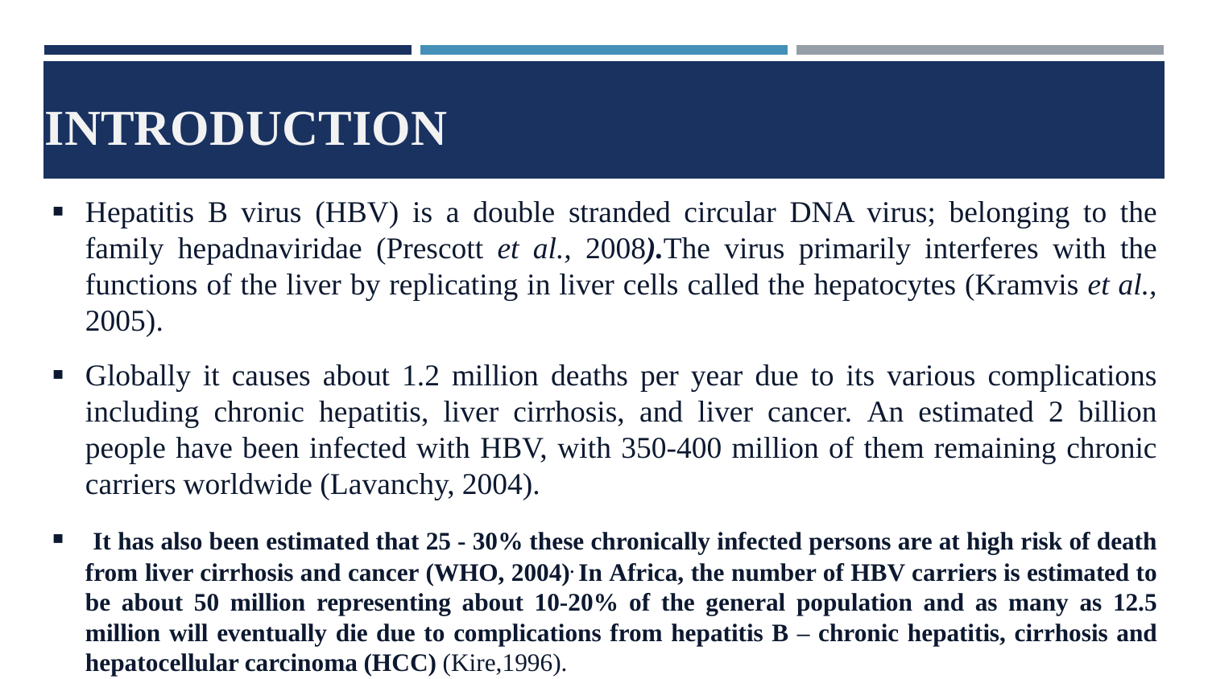# INTRODUCTION

- Hepatitis B virus (HBV) is a double stranded circular DNA virus; belonging to the family hepadnaviridae (Prescott *et al.,* 2008***).***The virus primarily interferes with the functions of the liver by replicating in liver cells called the hepatocytes (Kramvis *et al.,* 2005).

- Globally it causes about 1.2 million deaths per year due to its various complications including chronic hepatitis, liver cirrhosis, and liver cancer. An estimated 2 billion people have been infected with HBV, with 350-400 million of them remaining chronic carriers worldwide (Lavanchy, 2004).

- **It has also been estimated that 25 - 30% these chronically infected persons are at high risk of death from liver cirrhosis and cancer (WHO, 2004). In Africa, the number of HBV carriers is estimated to be about 50 million representing about 10-20% of the general population and as many as 12.5 million will eventually die due to complications from hepatitis B – chronic hepatitis, cirrhosis and hepatocellular carcinoma (HCC)** (Kire,1996).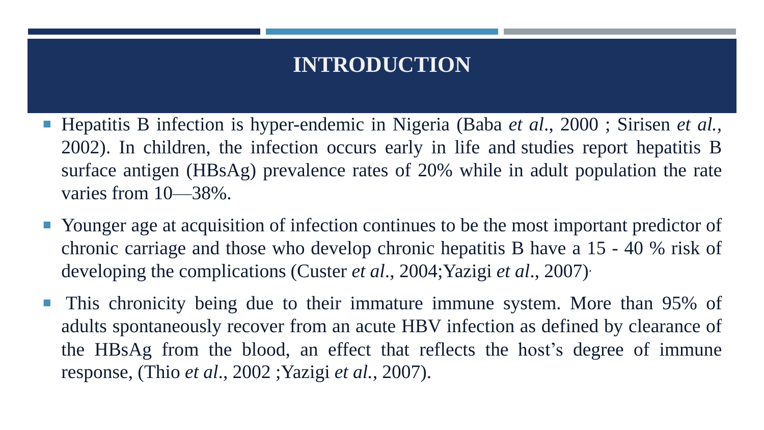# INTRODUCTION

- Hepatitis B infection is hyper-endemic in Nigeria (Baba *et al*., 2000 ; Sirisen *et al.*, 2002). In children, the infection occurs early in life and studies report hepatitis B surface antigen (HBsAg) prevalence rates of 20% while in adult population the rate varies from 10—38%.
- Younger age at acquisition of infection continues to be the most important predictor of chronic carriage and those who develop chronic hepatitis B have a 15 - 40 % risk of developing the complications (Custer *et al*., 2004;Yazigi *et al*., 2007).
- This chronicity being due to their immature immune system. More than 95% of adults spontaneously recover from an acute HBV infection as defined by clearance of the HBsAg from the blood, an effect that reflects the host's degree of immune response, (Thio *et al*., 2002 ;Yazigi *et al.*, 2007).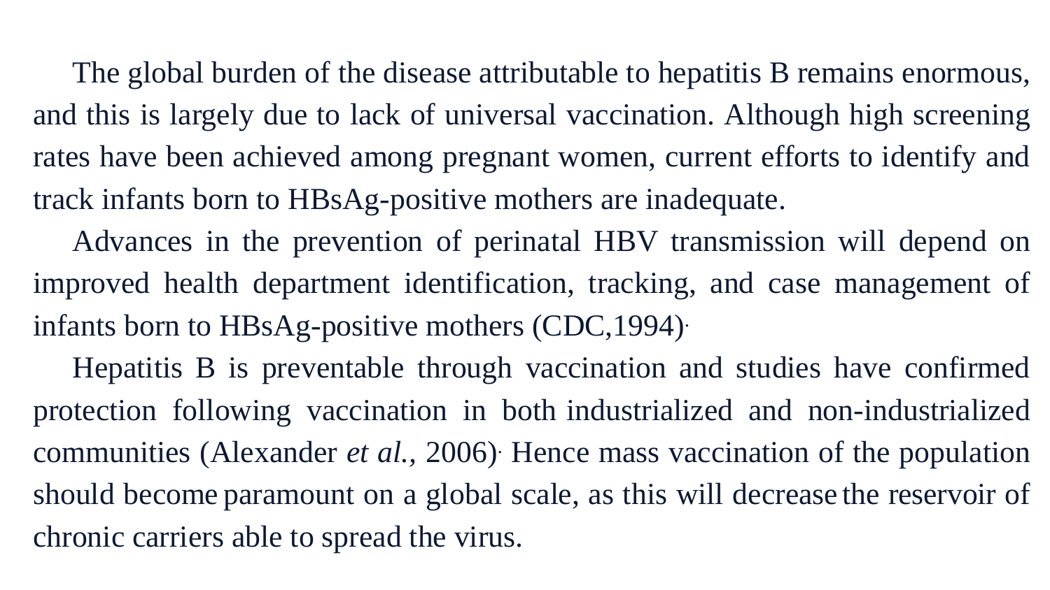The global burden of the disease attributable to hepatitis B remains enormous, and this is largely due to lack of universal vaccination. Although high screening rates have been achieved among pregnant women, current efforts to identify and track infants born to HBsAg-positive mothers are inadequate.

Advances in the prevention of perinatal HBV transmission will depend on improved health department identification, tracking, and case management of infants born to HBsAg-positive mothers (CDC,1994).

Hepatitis B is preventable through vaccination and studies have confirmed protection following vaccination in both industrialized and non-industrialized communities (Alexander *et al.*, 2006). Hence mass vaccination of the population should become paramount on a global scale, as this will decrease the reservoir of chronic carriers able to spread the virus.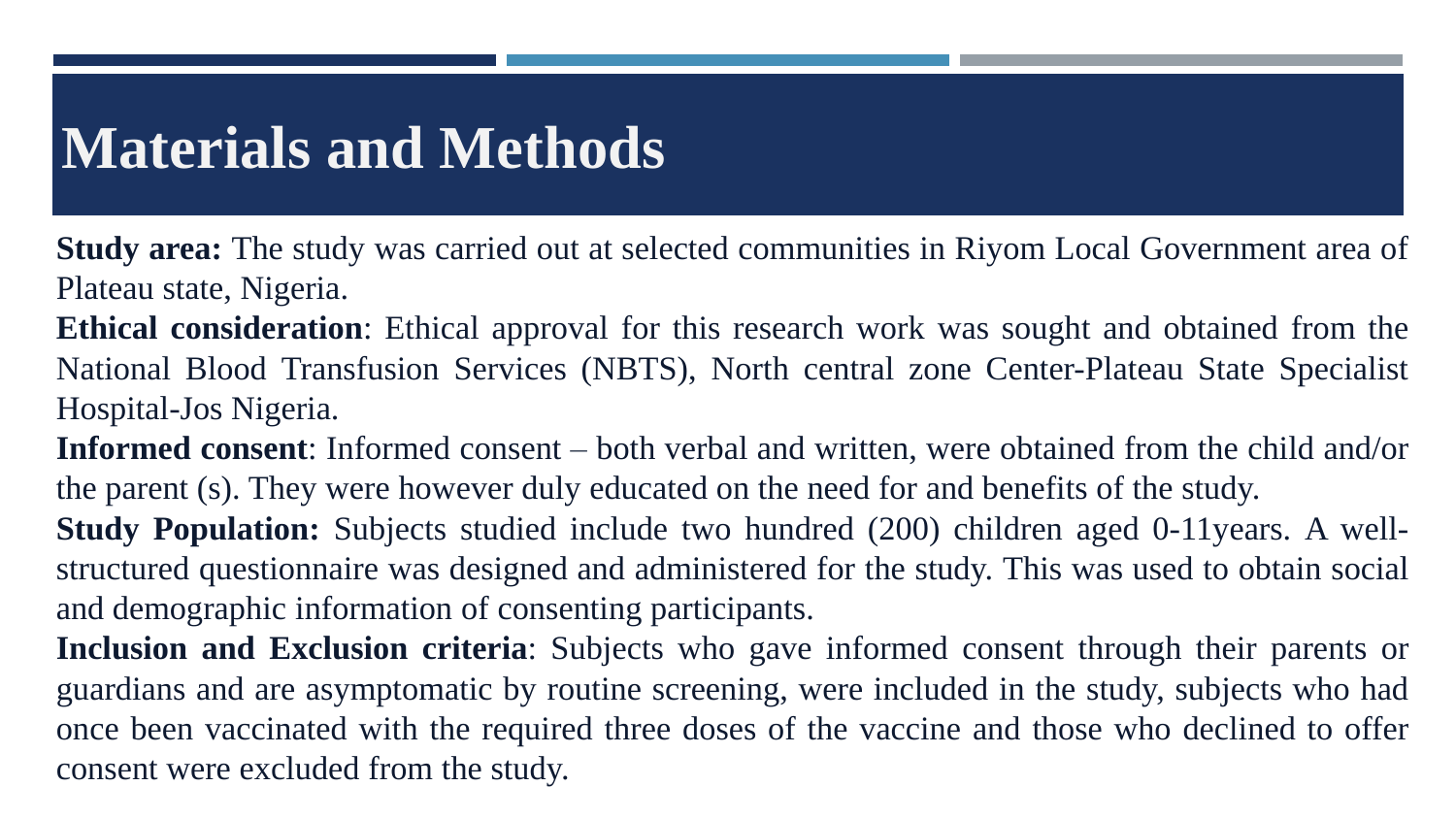# Materials and Methods

**Study area:** The study was carried out at selected communities in Riyom Local Government area of Plateau state, Nigeria.

**Ethical consideration**: Ethical approval for this research work was sought and obtained from the National Blood Transfusion Services (NBTS), North central zone Center-Plateau State Specialist Hospital-Jos Nigeria.

**Informed consent**: Informed consent – both verbal and written, were obtained from the child and/or the parent (s). They were however duly educated on the need for and benefits of the study.

**Study Population:** Subjects studied include two hundred (200) children aged 0-11years. A well-structured questionnaire was designed and administered for the study. This was used to obtain social and demographic information of consenting participants.

**Inclusion and Exclusion criteria**: Subjects who gave informed consent through their parents or guardians and are asymptomatic by routine screening, were included in the study, subjects who had once been vaccinated with the required three doses of the vaccine and those who declined to offer consent were excluded from the study.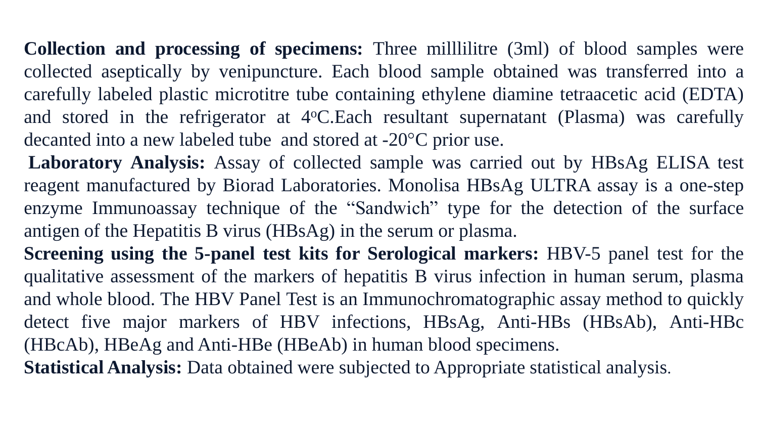**Collection and processing of specimens:** Three millilitre (3ml) of blood samples were collected aseptically by venipuncture. Each blood sample obtained was transferred into a carefully labeled plastic microtitre tube containing ethylene diamine tetraacetic acid (EDTA) and stored in the refrigerator at $4^{o}$C.Each resultant supernatant (Plasma) was carefully decanted into a new labeled tube and stored at -20°C prior use.

**Laboratory Analysis:** Assay of collected sample was carried out by HBsAg ELISA test reagent manufactured by Biorad Laboratories. Monolisa HBsAg ULTRA assay is a one-step enzyme Immunoassay technique of the "Sandwich" type for the detection of the surface antigen of the Hepatitis B virus (HBsAg) in the serum or plasma.

**Screening using the 5-panel test kits for Serological markers:** HBV-5 panel test for the qualitative assessment of the markers of hepatitis B virus infection in human serum, plasma and whole blood. The HBV Panel Test is an Immunochromatographic assay method to quickly detect five major markers of HBV infections, HBsAg, Anti-HBs (HBsAb), Anti-HBc (HBcAb), HBeAg and Anti-HBe (HBeAb) in human blood specimens.

**Statistical Analysis:** Data obtained were subjected to Appropriate statistical analysis.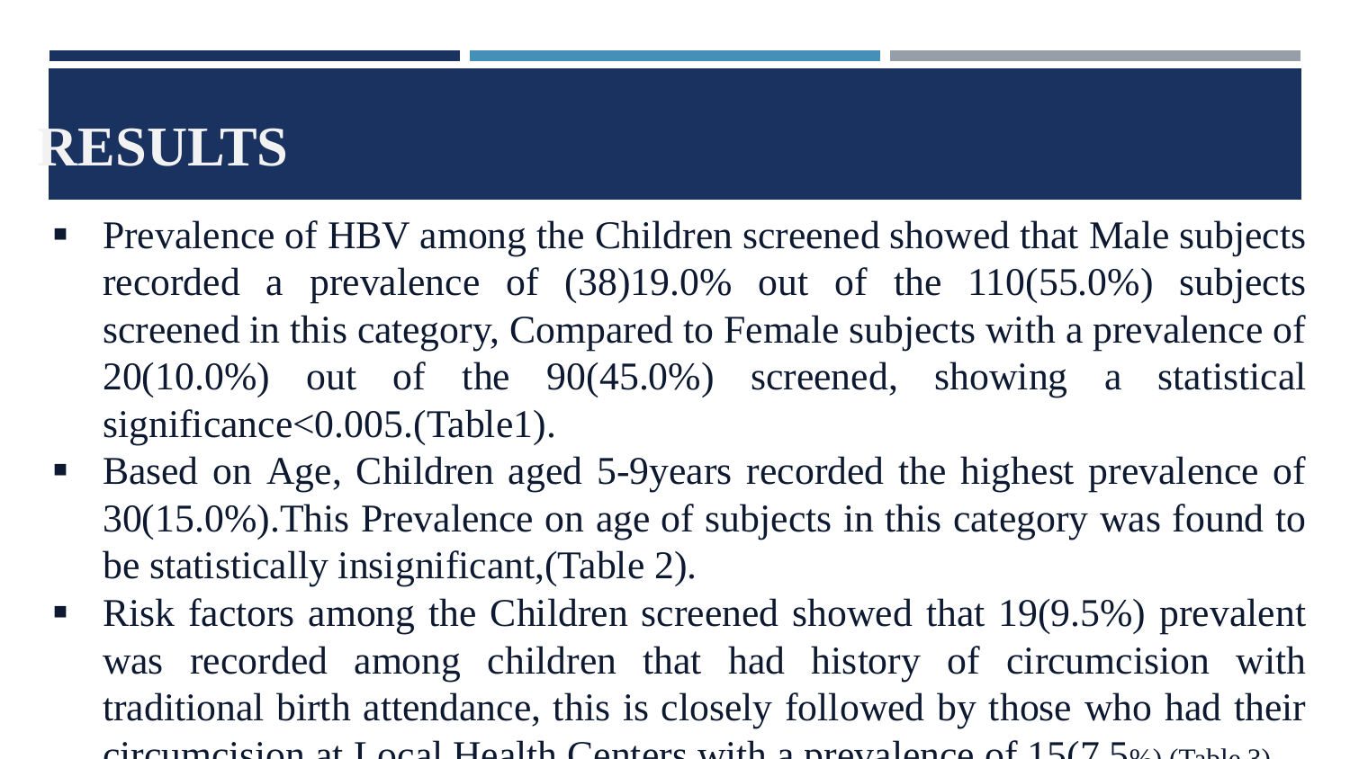# RESULTS

- Prevalence of HBV among the Children screened showed that Male subjects recorded a prevalence of (38)19.0% out of the 110(55.0%) subjects screened in this category, Compared to Female subjects with a prevalence of 20(10.0%) out of the 90(45.0%) screened, showing a statistical significance<0.005.(Table1).
- Based on Age, Children aged 5-9years recorded the highest prevalence of 30(15.0%).This Prevalence on age of subjects in this category was found to be statistically insignificant,(Table 2).
- Risk factors among the Children screened showed that 19(9.5%) prevalent was recorded among children that had history of circumcision with traditional birth attendance, this is closely followed by those who had their circumcision at Local Health Centers with a prevalence of 15(7.5%) (Table 3).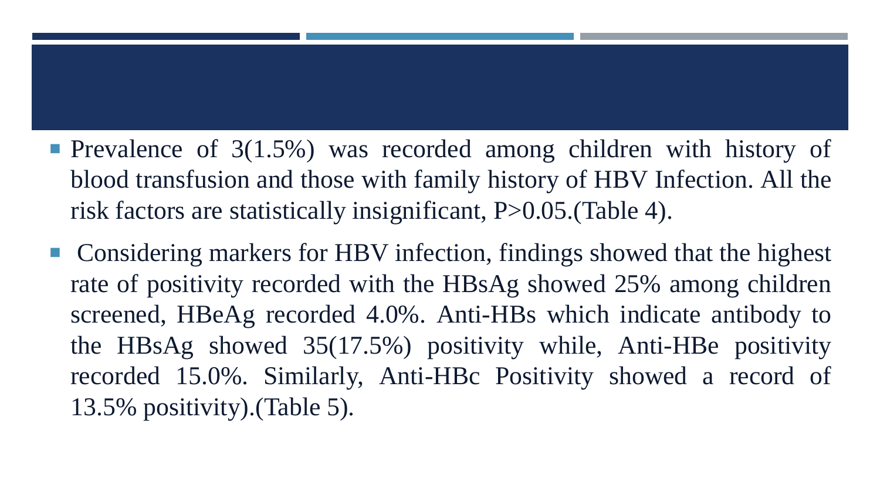- Prevalence of 3(1.5%) was recorded among children with history of blood transfusion and those with family history of HBV Infection. All the risk factors are statistically insignificant, P>0.05.(Table 4).
- Considering markers for HBV infection, findings showed that the highest rate of positivity recorded with the HBsAg showed 25% among children screened, HBeAg recorded 4.0%. Anti-HBs which indicate antibody to the HBsAg showed 35(17.5%) positivity while, Anti-HBe positivity recorded 15.0%. Similarly, Anti-HBc Positivity showed a record of 13.5% positivity).(Table 5).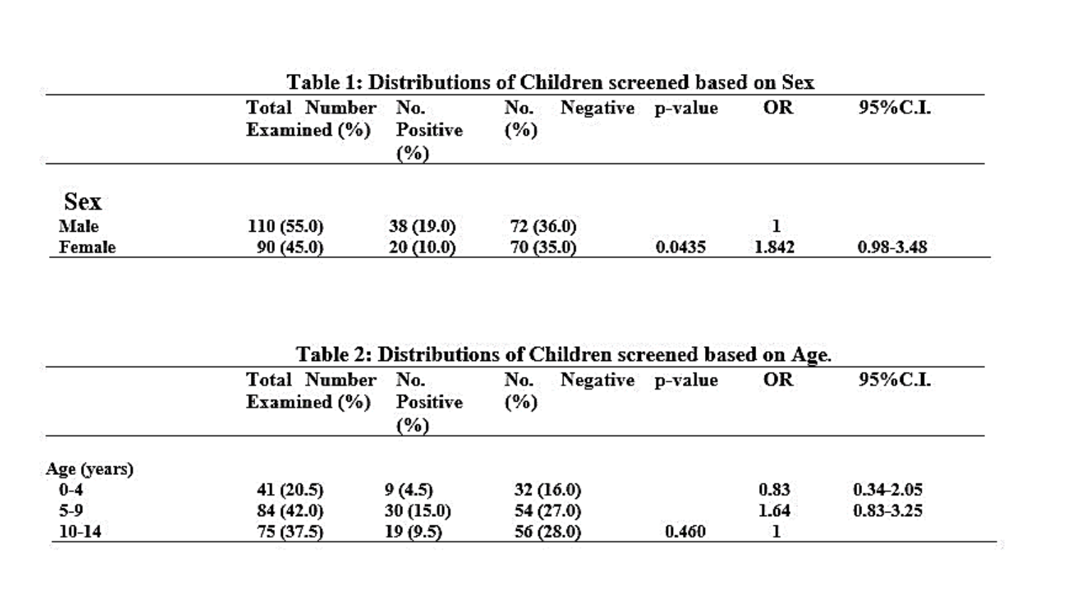**Table 1: Distributions of Children screened based on Sex**

| | Total Number Examined (%) | No. Positive (%) | No. Negative (%) | p-value | OR | 95%C.I. |
|---|---|---|---|---|---|---|
| **Sex** | | | | | | |
| Male | 110 (55.0) | 38 (19.0) | 72 (36.0) | | 1 | |
| Female | 90 (45.0) | 20 (10.0) | 70 (35.0) | 0.0435 | 1.842 | 0.98-3.48 |

**Table 2: Distributions of Children screened based on Age.**

| | Total Number Examined (%) | No. Positive (%) | No. Negative (%) | p-value | OR | 95%C.I. |
|---|---|---|---|---|---|---|
| Age (years) | | | | | | |
| 0-4 | 41 (20.5) | 9 (4.5) | 32 (16.0) | | 0.83 | 0.34-2.05 |
| 5-9 | 84 (42.0) | 30 (15.0) | 54 (27.0) | | 1.64 | 0.83-3.25 |
| 10-14 | 75 (37.5) | 19 (9.5) | 56 (28.0) | 0.460 | 1 | |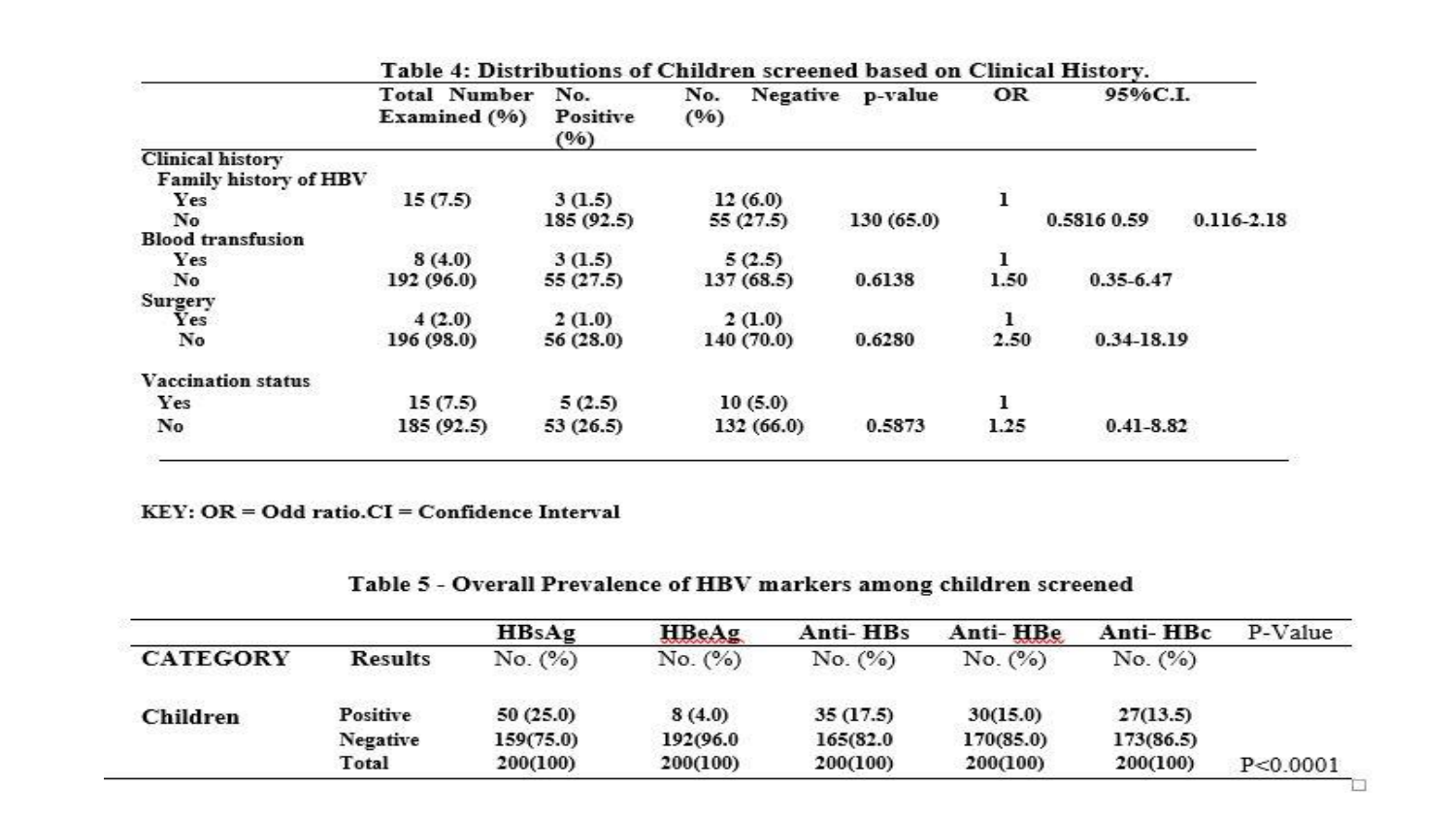**Table 4: Distributions of Children screened based on Clinical History.**

| | Total Number Examined (%) | No. Positive (%) | No. Negative (%) | p-value | OR | 95%C.I. |
|---|---|---|---|---|---|---|
| **Clinical history** | | | | | | |
| **Family history of HBV** | | | | | | |
| Yes | 15 (7.5) | 3 (1.5) | 12 (6.0) | | 1 | |
| No | | 185 (92.5) | 55 (27.5) | 130 (65.0) | 0.5816 0.59 | 0.116-2.18 |
| **Blood transfusion** | | | | | | |
| Yes | 8 (4.0) | 3 (1.5) | 5 (2.5) | | 1 | |
| No | 192 (96.0) | 55 (27.5) | 137 (68.5) | 0.6138 | 1.50 | 0.35-6.47 |
| **Surgery** | | | | | | |
| Yes | 4 (2.0) | 2 (1.0) | 2 (1.0) | | 1 | |
| No | 196 (98.0) | 56 (28.0) | 140 (70.0) | 0.6280 | 2.50 | 0.34-18.19 |
| **Vaccination status** | | | | | | |
| Yes | 15 (7.5) | 5 (2.5) | 10 (5.0) | | 1 | |
| No | 185 (92.5) | 53 (26.5) | 132 (66.0) | 0.5873 | 1.25 | 0.41-8.82 |

KEY: OR = Odd ratio.CI = Confidence Interval

**Table 5 - Overall Prevalence of HBV markers among children screened**

| CATEGORY | Results | HBsAg No. (%) | HBeAg No. (%) | Anti- HBs No. (%) | Anti- HBe No. (%) | Anti- HBc No. (%) | P-Value |
|---|---|---|---|---|---|---|---|
| **Children** | Positive | 50 (25.0) | 8 (4.0) | 35 (17.5) | 30(15.0) | 27(13.5) | |
| | Negative | 159(75.0) | 192(96.0 | 165(82.0 | 170(85.0) | 173(86.5) | |
| | Total | 200(100) | 200(100) | 200(100) | 200(100) | 200(100) | P<0.0001 |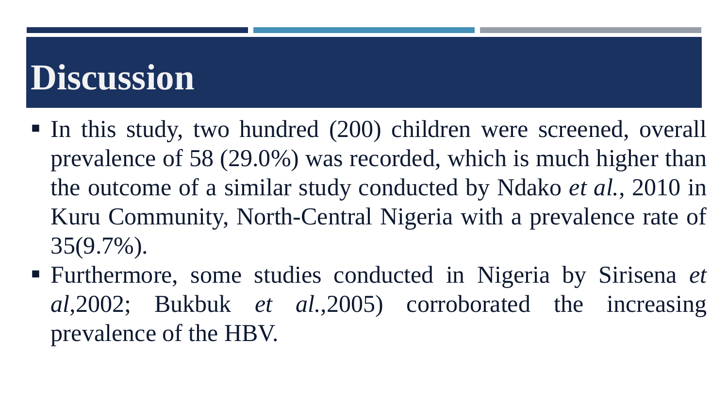# Discussion

- In this study, two hundred (200) children were screened, overall prevalence of 58 (29.0%) was recorded, which is much higher than the outcome of a similar study conducted by Ndako *et al.*, 2010 in Kuru Community, North-Central Nigeria with a prevalence rate of 35(9.7%).
- Furthermore, some studies conducted in Nigeria by Sirisena *et al*,2002; Bukbuk *et al.*,2005) corroborated the increasing prevalence of the HBV.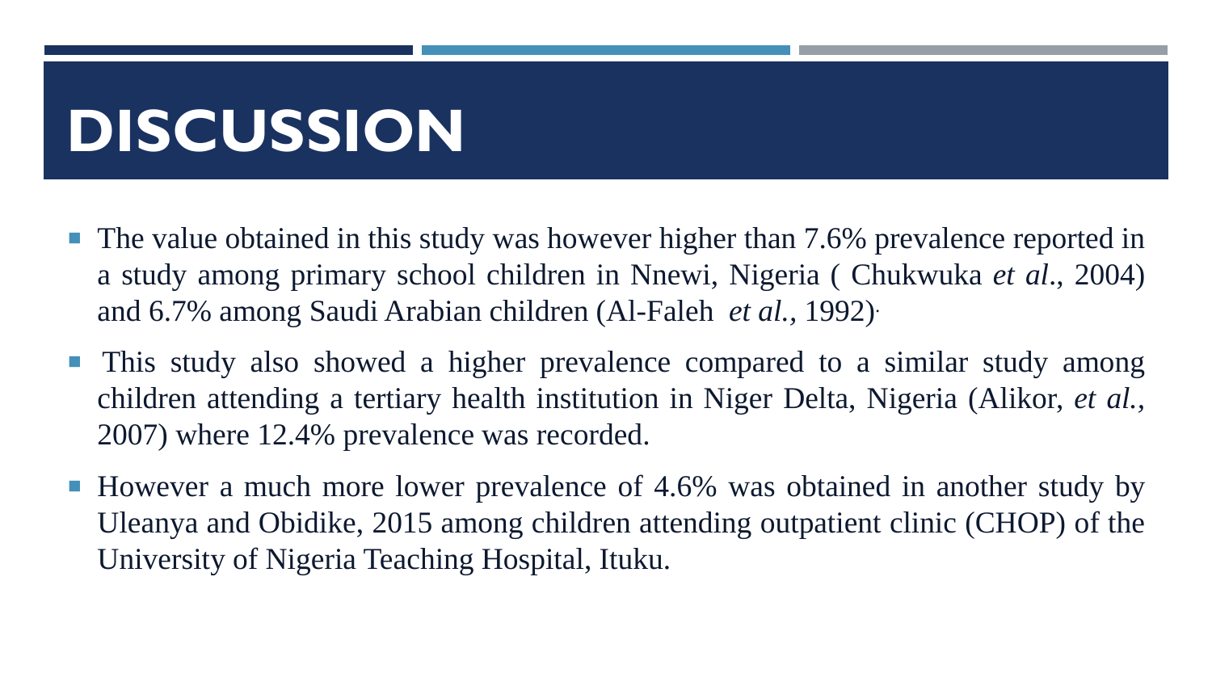# DISCUSSION

- The value obtained in this study was however higher than 7.6% prevalence reported in a study among primary school children in Nnewi, Nigeria ( Chukwuka *et al*., 2004) and 6.7% among Saudi Arabian children (Al-Faleh *et al.*, 1992).
- This study also showed a higher prevalence compared to a similar study among children attending a tertiary health institution in Niger Delta, Nigeria (Alikor, *et al.*, 2007) where 12.4% prevalence was recorded.
- However a much more lower prevalence of 4.6% was obtained in another study by Uleanya and Obidike, 2015 among children attending outpatient clinic (CHOP) of the University of Nigeria Teaching Hospital, Ituku.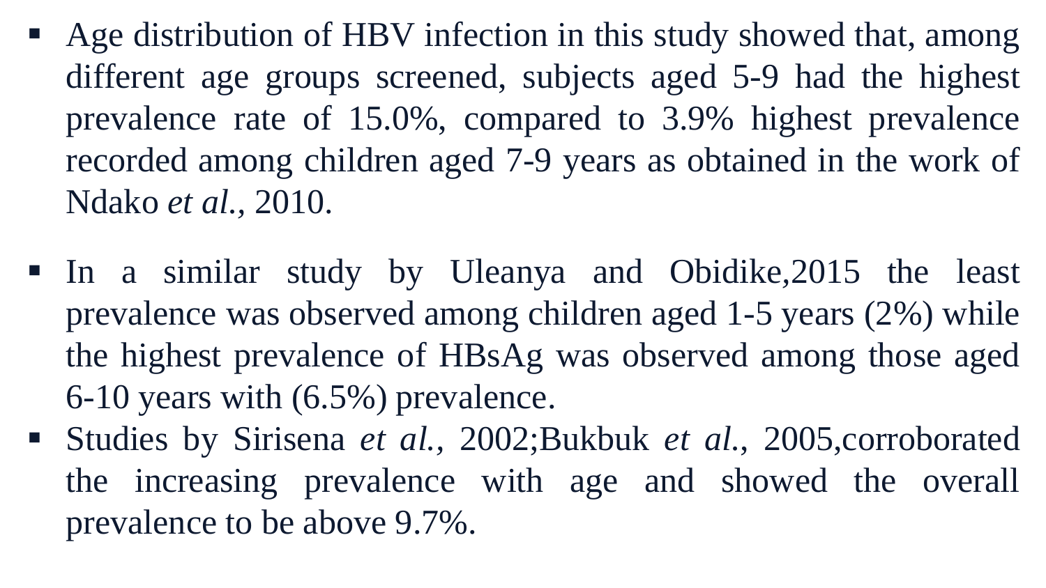- Age distribution of HBV infection in this study showed that, among different age groups screened, subjects aged 5-9 had the highest prevalence rate of 15.0%, compared to 3.9% highest prevalence recorded among children aged 7-9 years as obtained in the work of Ndako *et al.,* 2010.

- In a similar study by Uleanya and Obidike,2015 the least prevalence was observed among children aged 1-5 years (2%) while the highest prevalence of HBsAg was observed among those aged 6-10 years with (6.5%) prevalence.
- Studies by Sirisena *et al.*, 2002;Bukbuk *et al.*, 2005,corroborated the increasing prevalence with age and showed the overall prevalence to be above 9.7%.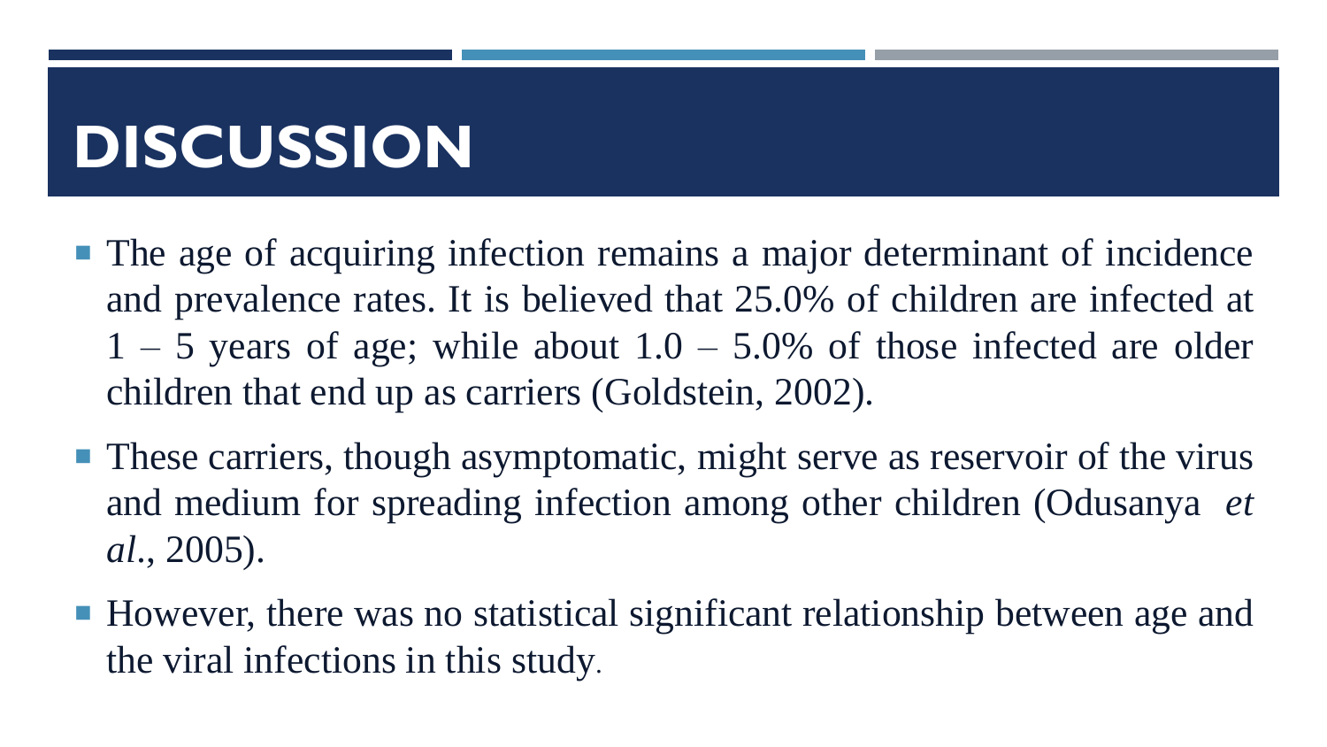# DISCUSSION

- The age of acquiring infection remains a major determinant of incidence and prevalence rates. It is believed that 25.0% of children are infected at 1 – 5 years of age; while about 1.0 – 5.0% of those infected are older children that end up as carriers (Goldstein, 2002).
- These carriers, though asymptomatic, might serve as reservoir of the virus and medium for spreading infection among other children (Odusanya *et al.*, 2005).
- However, there was no statistical significant relationship between age and the viral infections in this study.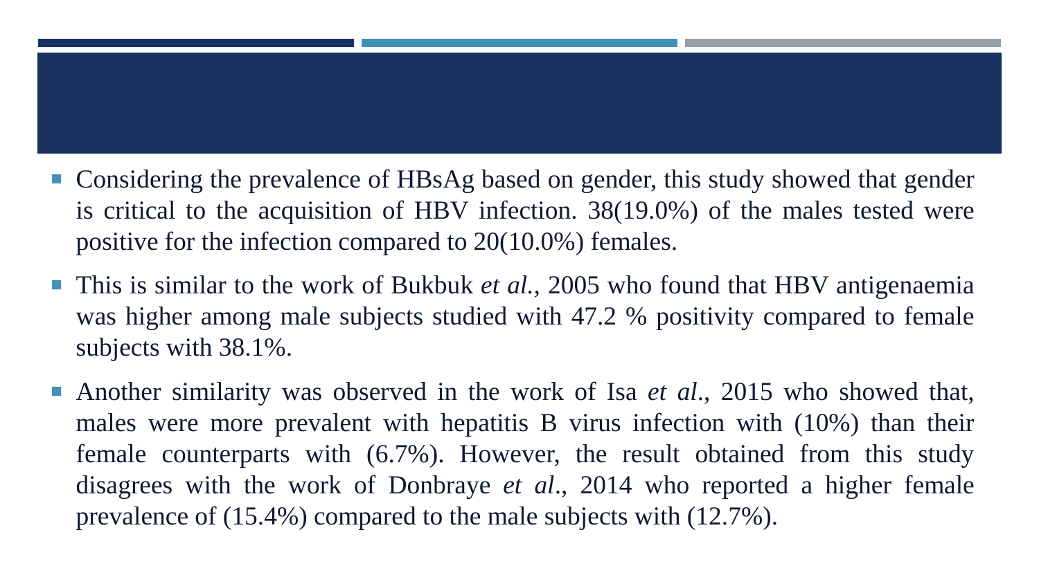- Considering the prevalence of HBsAg based on gender, this study showed that gender is critical to the acquisition of HBV infection. 38(19.0%) of the males tested were positive for the infection compared to 20(10.0%) females.
- This is similar to the work of Bukbuk *et al.*, 2005 who found that HBV antigenaemia was higher among male subjects studied with 47.2 % positivity compared to female subjects with 38.1%.
- Another similarity was observed in the work of Isa *et al*., 2015 who showed that, males were more prevalent with hepatitis B virus infection with (10%) than their female counterparts with (6.7%). However, the result obtained from this study disagrees with the work of Donbraye *et al*., 2014 who reported a higher female prevalence of (15.4%) compared to the male subjects with (12.7%).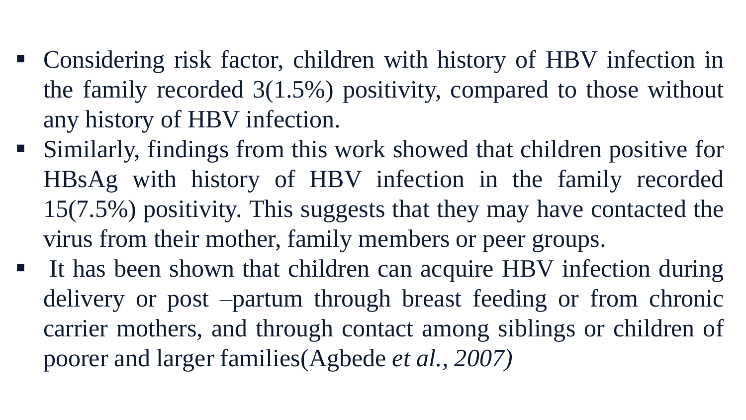- Considering risk factor, children with history of HBV infection in the family recorded 3(1.5%) positivity, compared to those without any history of HBV infection.
- Similarly, findings from this work showed that children positive for HBsAg with history of HBV infection in the family recorded 15(7.5%) positivity. This suggests that they may have contacted the virus from their mother, family members or peer groups.
- It has been shown that children can acquire HBV infection during delivery or post –partum through breast feeding or from chronic carrier mothers, and through contact among siblings or children of poorer and larger families(Agbede *et al., 2007)*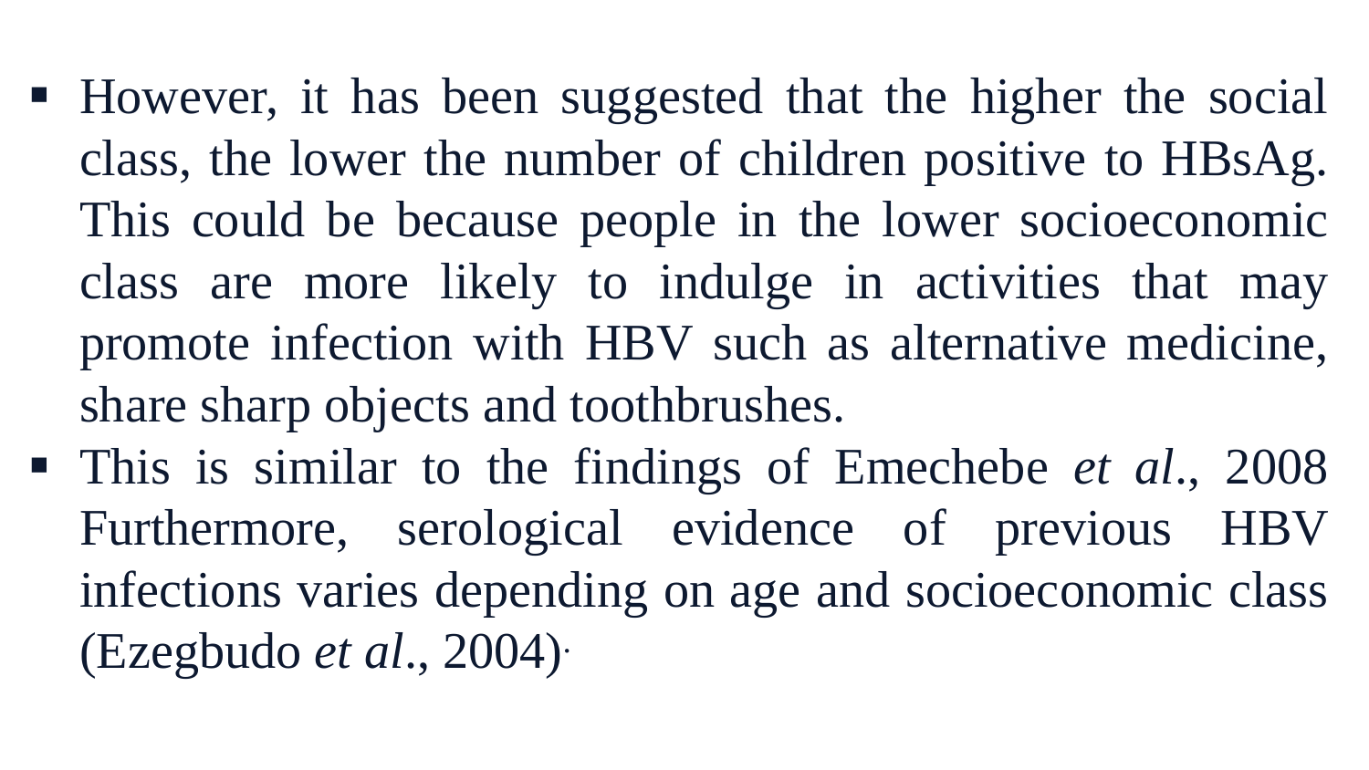- However, it has been suggested that the higher the social class, the lower the number of children positive to HBsAg. This could be because people in the lower socioeconomic class are more likely to indulge in activities that may promote infection with HBV such as alternative medicine, share sharp objects and toothbrushes.
- This is similar to the findings of Emechebe *et al*., 2008 Furthermore, serological evidence of previous HBV infections varies depending on age and socioeconomic class (Ezegbudo *et al*., 2004).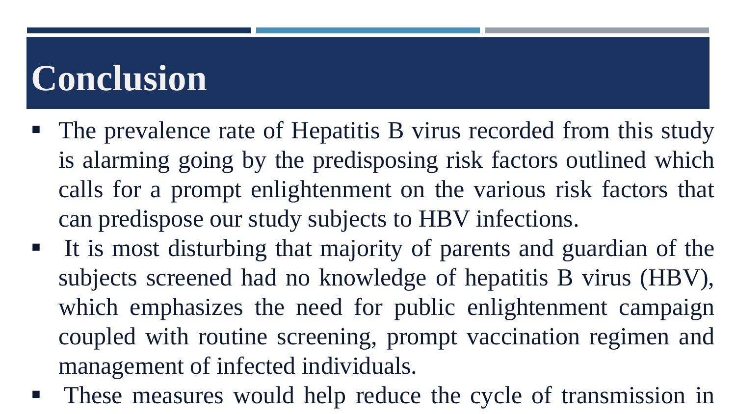# Conclusion

- The prevalence rate of Hepatitis B virus recorded from this study is alarming going by the predisposing risk factors outlined which calls for a prompt enlightenment on the various risk factors that can predispose our study subjects to HBV infections.
- It is most disturbing that majority of parents and guardian of the subjects screened had no knowledge of hepatitis B virus (HBV), which emphasizes the need for public enlightenment campaign coupled with routine screening, prompt vaccination regimen and management of infected individuals.
- These measures would help reduce the cycle of transmission in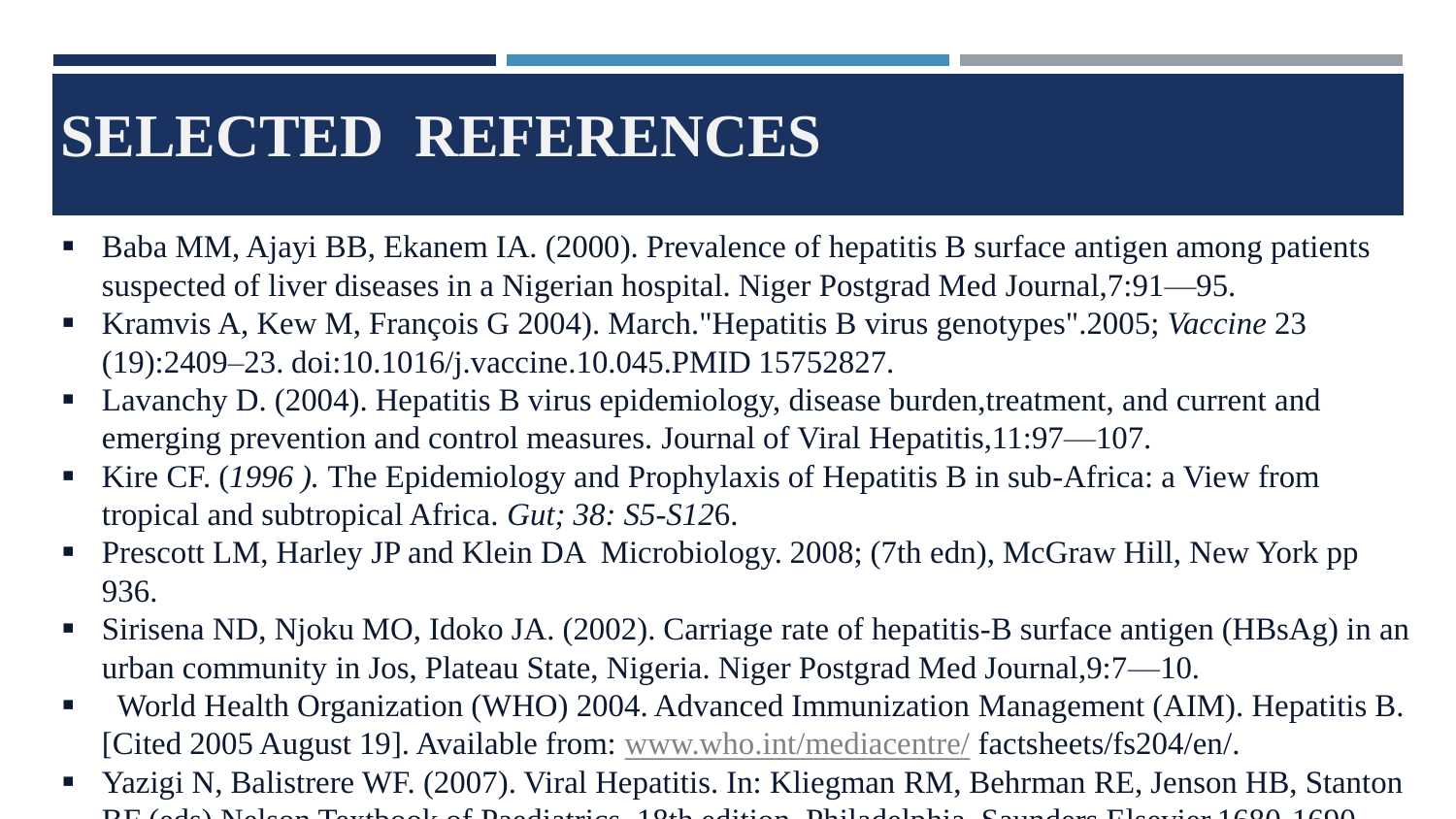# SELECTED REFERENCES

- Baba MM, Ajayi BB, Ekanem IA. (2000). Prevalence of hepatitis B surface antigen among patients suspected of liver diseases in a Nigerian hospital. Niger Postgrad Med Journal,7:91—95.
- Kramvis A, Kew M, François G 2004). March."Hepatitis B virus genotypes".2005; *Vaccine* 23 (19):2409–23. doi:10.1016/j.vaccine.10.045.PMID 15752827.
- Lavanchy D. (2004). Hepatitis B virus epidemiology, disease burden,treatment, and current and emerging prevention and control measures. Journal of Viral Hepatitis,11:97—107.
- Kire CF. (*1996 ).* The Epidemiology and Prophylaxis of Hepatitis B in sub-Africa: a View from tropical and subtropical Africa. *Gut; 38: S5-S12*6.
- Prescott LM, Harley JP and Klein DA Microbiology. 2008; (7th edn), McGraw Hill, New York pp 936.
- Sirisena ND, Njoku MO, Idoko JA. (2002). Carriage rate of hepatitis-B surface antigen (HBsAg) in an urban community in Jos, Plateau State, Nigeria. Niger Postgrad Med Journal,9:7—10.
- World Health Organization (WHO) 2004. Advanced Immunization Management (AIM). Hepatitis B. [Cited 2005 August 19]. Available from: www.who.int/mediacentre/ factsheets/fs204/en/.
- Yazigi N, Balistrere WF. (2007). Viral Hepatitis. In: Kliegman RM, Behrman RE, Jenson HB, Stanton BF (eds) Nelson Textbook of Paediatrics. 18th edition. Philadelphia. Saunders Elsevier 1680-1690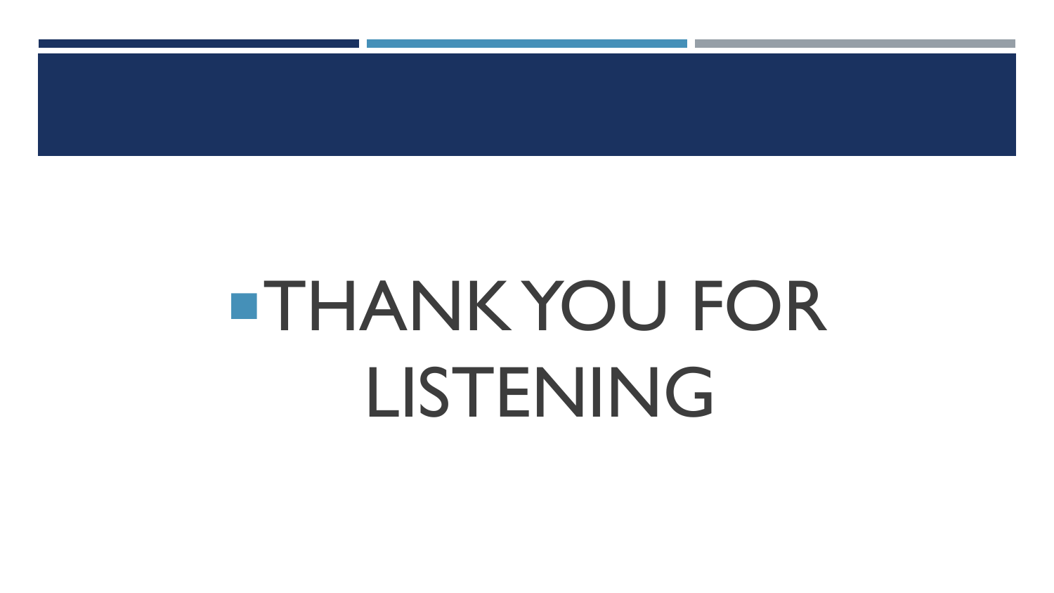- THANK YOU FOR LISTENING